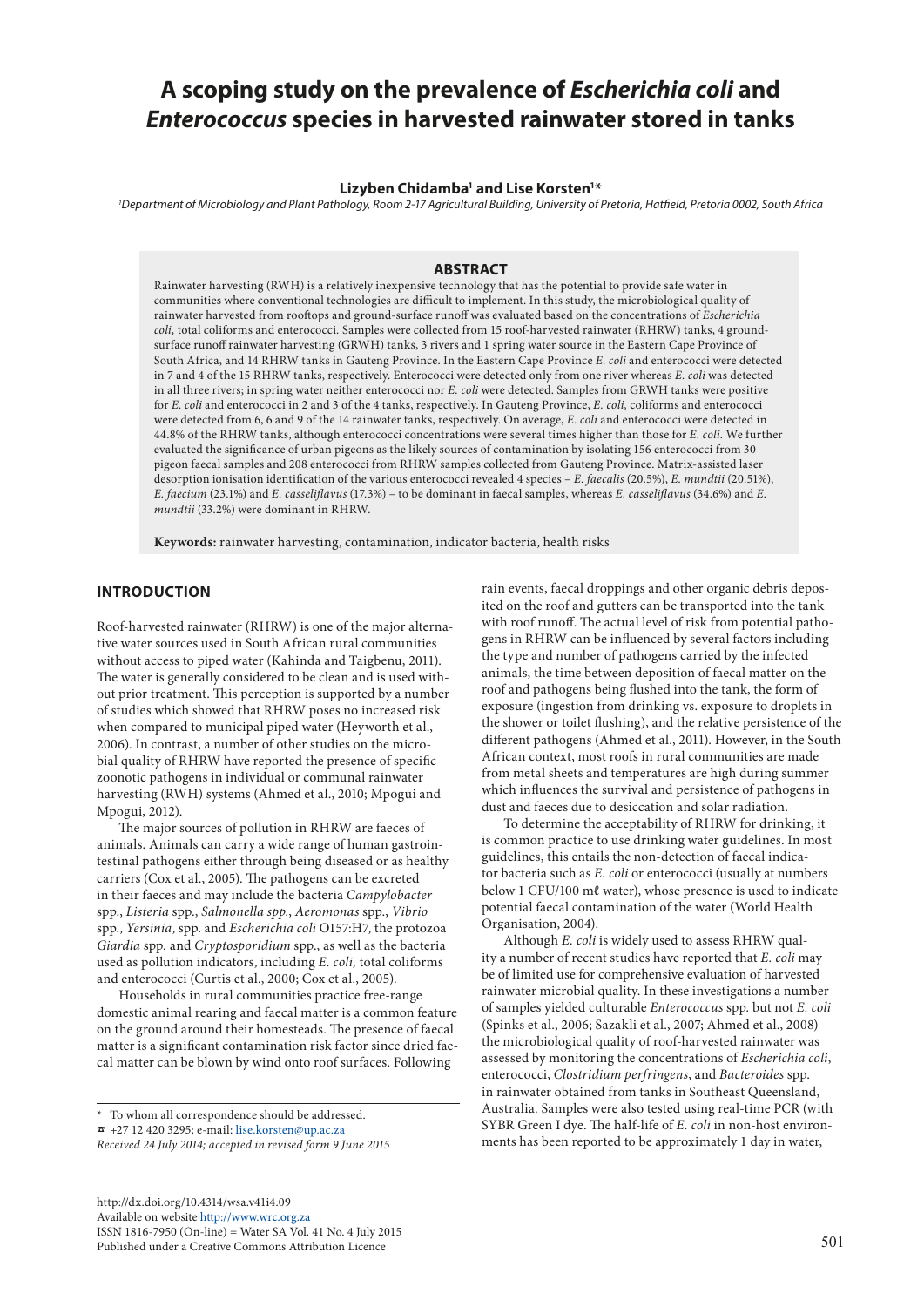# A scoping study on the prevalence of *Escherichia coli* and *Enterococcus* species in harvested rainwater stored in tanks

**Lizyben Chidamba[1] and Lise Korsten[1]*** 

[1]Department of Microbiology and Plant Pathology, Room 2-17 Agricultural Building, University of Pretoria, Hatfield, Pretoria 0002, South Africa

## ABSTRACT

Rainwater harvesting (RWH) is a relatively inexpensive technology that has the potential to provide safe water in communities where conventional technologies are difficult to implement. In this study, the microbiological quality of rainwater harvested from rooftops and ground-surface runoff was evaluated based on the concentrations of *Escherichia coli,* total coliforms and enterococci. Samples were collected from 15 roof-harvested rainwater (RHRW) tanks, 4 ground-surface runoff rainwater harvesting (GRWH) tanks, 3 rivers and 1 spring water source in the Eastern Cape Province of South Africa, and 14 RHRW tanks in Gauteng Province. In the Eastern Cape Province *E. coli* and enterococci were detected in 7 and 4 of the 15 RHRW tanks, respectively. Enterococci were detected only from one river whereas *E. coli* was detected in all three rivers; in spring water neither enterococci nor *E. coli* were detected. Samples from GRWH tanks were positive for *E. coli* and enterococci in 2 and 3 of the 4 tanks, respectively. In Gauteng Province, *E. coli,* coliforms and enterococci were detected from 6, 6 and 9 of the 14 rainwater tanks, respectively. On average, *E. coli* and enterococci were detected in 44.8% of the RHRW tanks, although enterococci concentrations were several times higher than those for *E. coli.* We further evaluated the significance of urban pigeons as the likely sources of contamination by isolating 156 enterococci from 30 pigeon faecal samples and 208 enterococci from RHRW samples collected from Gauteng Province. Matrix-assisted laser desorption ionisation identification of the various enterococci revealed 4 species – *E. faecalis* (20.5%), *E. mundtii* (20.51%), *E. faecium* (23.1%) and *E. casseliflavus* (17.3%) – to be dominant in faecal samples, whereas *E. casseliflavus* (34.6%) and *E. mundtii* (33.2%) were dominant in RHRW.

**Keywords:** rainwater harvesting, contamination, indicator bacteria, health risks

## INTRODUCTION

Roof-harvested rainwater (RHRW) is one of the major alternative water sources used in South African rural communities without access to piped water (Kahinda and Taigbenu, 2011). The water is generally considered to be clean and is used without prior treatment. This perception is supported by a number of studies which showed that RHRW poses no increased risk when compared to municipal piped water (Heyworth et al., 2006). In contrast, a number of other studies on the microbial quality of RHRW have reported the presence of specific zoonotic pathogens in individual or communal rainwater harvesting (RWH) systems (Ahmed et al., 2010; Mpogui and Mpogui, 2012).

The major sources of pollution in RHRW are faeces of animals. Animals can carry a wide range of human gastrointestinal pathogens either through being diseased or as healthy carriers (Cox et al., 2005). The pathogens can be excreted in their faeces and may include the bacteria *Campylobacter* spp., *Listeria* spp., *Salmonella spp.*, *Aeromonas* spp., *Vibrio* spp., *Yersinia*, spp. and *Escherichia coli* O157:H7, the protozoa *Giardia* spp. and *Cryptosporidium* spp., as well as the bacteria used as pollution indicators, including *E. coli,* total coliforms and enterococci (Curtis et al., 2000; Cox et al., 2005).

Households in rural communities practice free-range domestic animal rearing and faecal matter is a common feature on the ground around their homesteads. The presence of faecal matter is a significant contamination risk factor since dried faecal matter can be blown by wind onto roof surfaces. Following rain events, faecal droppings and other organic debris deposited on the roof and gutters can be transported into the tank with roof runoff. The actual level of risk from potential pathogens in RHRW can be influenced by several factors including the type and number of pathogens carried by the infected animals, the time between deposition of faecal matter on the roof and pathogens being flushed into the tank, the form of exposure (ingestion from drinking vs. exposure to droplets in the shower or toilet flushing), and the relative persistence of the different pathogens (Ahmed et al., 2011). However, in the South African context, most roofs in rural communities are made from metal sheets and temperatures are high during summer which influences the survival and persistence of pathogens in dust and faeces due to desiccation and solar radiation.

To determine the acceptability of RHRW for drinking, it is common practice to use drinking water guidelines. In most guidelines, this entails the non-detection of faecal indicator bacteria such as *E. coli* or enterococci (usually at numbers below 1 CFU/100 mℓ water), whose presence is used to indicate potential faecal contamination of the water (World Health Organisation, 2004).

Although *E. coli* is widely used to assess RHRW quality a number of recent studies have reported that *E. coli* may be of limited use for comprehensive evaluation of harvested rainwater microbial quality. In these investigations a number of samples yielded culturable *Enterococcus* spp. but not *E. coli* (Spinks et al., 2006; Sazakli et al., 2007; Ahmed et al., 2008) the microbiological quality of roof-harvested rainwater was assessed by monitoring the concentrations of *Escherichia coli*, enterococci, *Clostridium perfringens*, and *Bacteroides* spp. in rainwater obtained from tanks in Southeast Queensland, Australia. Samples were also tested using real-time PCR (with SYBR Green I dye. The half-life of *E. coli* in non-host environments has been reported to be approximately 1 day in water,

\* To whom all correspondence should be addressed.
☎ +27 12 420 3295; e-mail: lise.korsten@up.ac.za
*Received 24 July 2014; accepted in revised form 9 June 2015*

http://dx.doi.org/10.4314/wsa.v41i4.09
Available on website http://www.wrc.org.za
ISSN 1816-7950 (On-line) = Water SA Vol. 41 No. 4 July 2015
Published under a Creative Commons Attribution Licence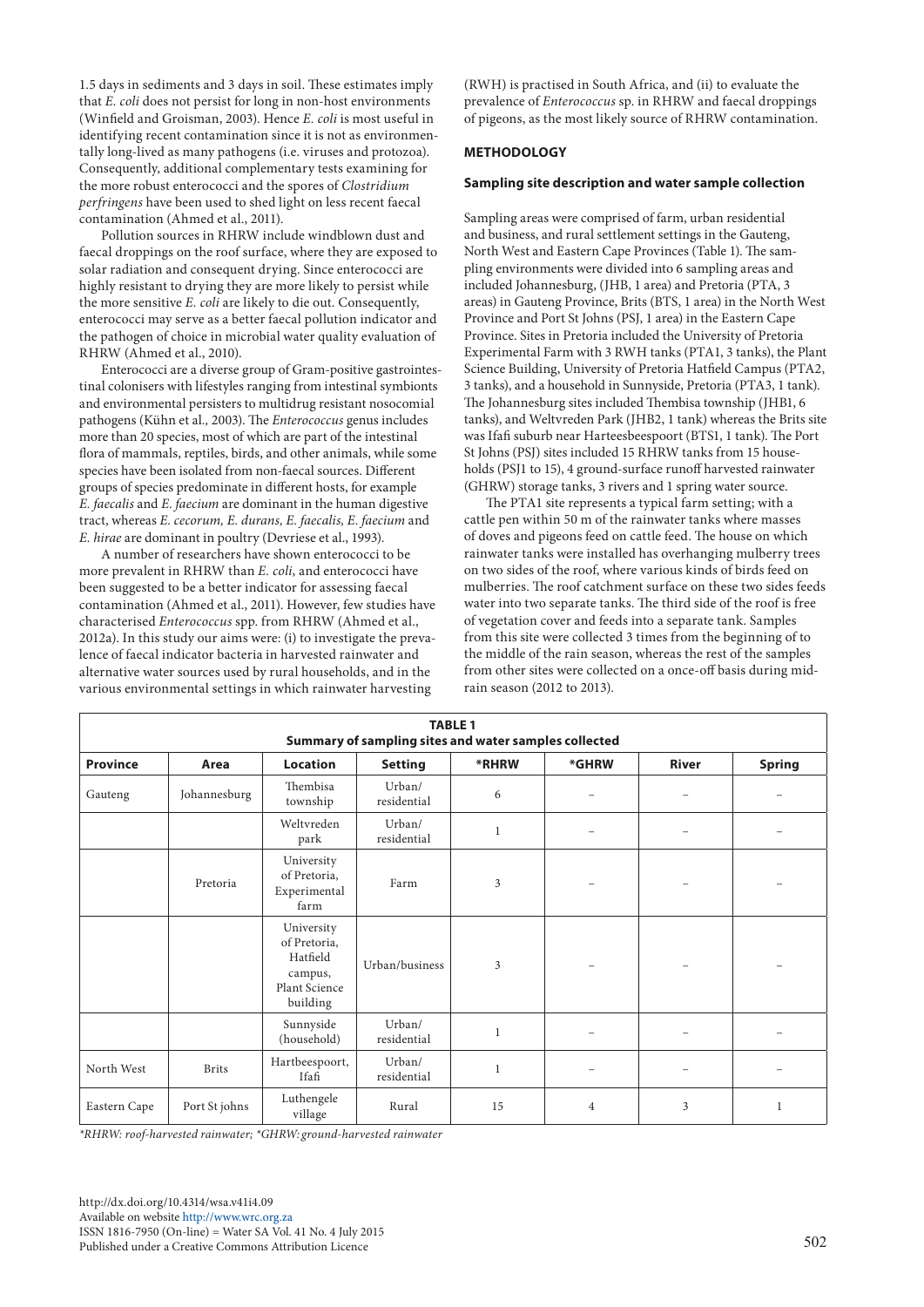1.5 days in sediments and 3 days in soil. These estimates imply that *E. coli* does not persist for long in non-host environments (Winfield and Groisman, 2003). Hence *E. coli* is most useful in identifying recent contamination since it is not as environmentally long-lived as many pathogens (i.e. viruses and protozoa). Consequently, additional complementary tests examining for the more robust enterococci and the spores of *Clostridium perfringens* have been used to shed light on less recent faecal contamination (Ahmed et al., 2011).

Pollution sources in RHRW include windblown dust and faecal droppings on the roof surface, where they are exposed to solar radiation and consequent drying. Since enterococci are highly resistant to drying they are more likely to persist while the more sensitive *E. coli* are likely to die out. Consequently, enterococci may serve as a better faecal pollution indicator and the pathogen of choice in microbial water quality evaluation of RHRW (Ahmed et al., 2010).

Enterococci are a diverse group of Gram-positive gastrointestinal colonisers with lifestyles ranging from intestinal symbionts and environmental persisters to multidrug resistant nosocomial pathogens (Kühn et al., 2003). The *Enterococcus* genus includes more than 20 species, most of which are part of the intestinal flora of mammals, reptiles, birds, and other animals, while some species have been isolated from non-faecal sources. Different groups of species predominate in different hosts, for example *E. faecalis* and *E. faecium* are dominant in the human digestive tract, whereas *E. cecorum, E. durans, E. faecalis, E. faecium* and *E. hirae* are dominant in poultry (Devriese et al., 1993).

A number of researchers have shown enterococci to be more prevalent in RHRW than *E. coli*, and enterococci have been suggested to be a better indicator for assessing faecal contamination (Ahmed et al., 2011). However, few studies have characterised *Enterococcus* spp. from RHRW (Ahmed et al., 2012a). In this study our aims were: (i) to investigate the prevalence of faecal indicator bacteria in harvested rainwater and alternative water sources used by rural households, and in the various environmental settings in which rainwater harvesting (RWH) is practised in South Africa, and (ii) to evaluate the prevalence of *Enterococcus* sp. in RHRW and faecal droppings of pigeons, as the most likely source of RHRW contamination.

## METHODOLOGY

### Sampling site description and water sample collection

Sampling areas were comprised of farm, urban residential and business, and rural settlement settings in the Gauteng, North West and Eastern Cape Provinces (Table 1). The sampling environments were divided into 6 sampling areas and included Johannesburg, (JHB, 1 area) and Pretoria (PTA, 3 areas) in Gauteng Province, Brits (BTS, 1 area) in the North West Province and Port St Johns (PSJ, 1 area) in the Eastern Cape Province. Sites in Pretoria included the University of Pretoria Experimental Farm with 3 RWH tanks (PTA1, 3 tanks), the Plant Science Building, University of Pretoria Hatfield Campus (PTA2, 3 tanks), and a household in Sunnyside, Pretoria (PTA3, 1 tank). The Johannesburg sites included Thembisa township (JHB1, 6 tanks), and Weltvreden Park (JHB2, 1 tank) whereas the Brits site was Ifafi suburb near Harteesbeespoort (BTS1, 1 tank). The Port St Johns (PSJ) sites included 15 RHRW tanks from 15 households (PSJ1 to 15), 4 ground-surface runoff harvested rainwater (GHRW) storage tanks, 3 rivers and 1 spring water source.

The PTA1 site represents a typical farm setting; with a cattle pen within 50 m of the rainwater tanks where masses of doves and pigeons feed on cattle feed. The house on which rainwater tanks were installed has overhanging mulberry trees on two sides of the roof, where various kinds of birds feed on mulberries. The roof catchment surface on these two sides feeds water into two separate tanks. The third side of the roof is free of vegetation cover and feeds into a separate tank. Samples from this site were collected 3 times from the beginning of to the middle of the rain season, whereas the rest of the samples from other sites were collected on a once-off basis during mid-rain season (2012 to 2013).

**TABLE 1**
**Summary of sampling sites and water samples collected**

| Province | Area | Location | Setting | *RHRW | *GHRW | River | Spring |
|---|---|---|---|---|---|---|---|
| Gauteng | Johannesburg | Thembisa township | Urban/ residential | 6 | – | – | – |
| | | Weltvreden park | Urban/ residential | 1 | – | – | – |
| | Pretoria | University of Pretoria, Experimental farm | Farm | 3 | – | – | – |
| | | University of Pretoria, Hatfield campus, Plant Science building | Urban/business | 3 | – | – | – |
| | | Sunnyside (household) | Urban/ residential | 1 | – | – | – |
| North West | Brits | Hartbeespoort, Ifafi | Urban/ residential | 1 | – | – | – |
| Eastern Cape | Port St johns | Luthengele village | Rural | 15 | 4 | 3 | 1 |

*\*RHRW: roof-harvested rainwater; \*GHRW: ground-harvested rainwater*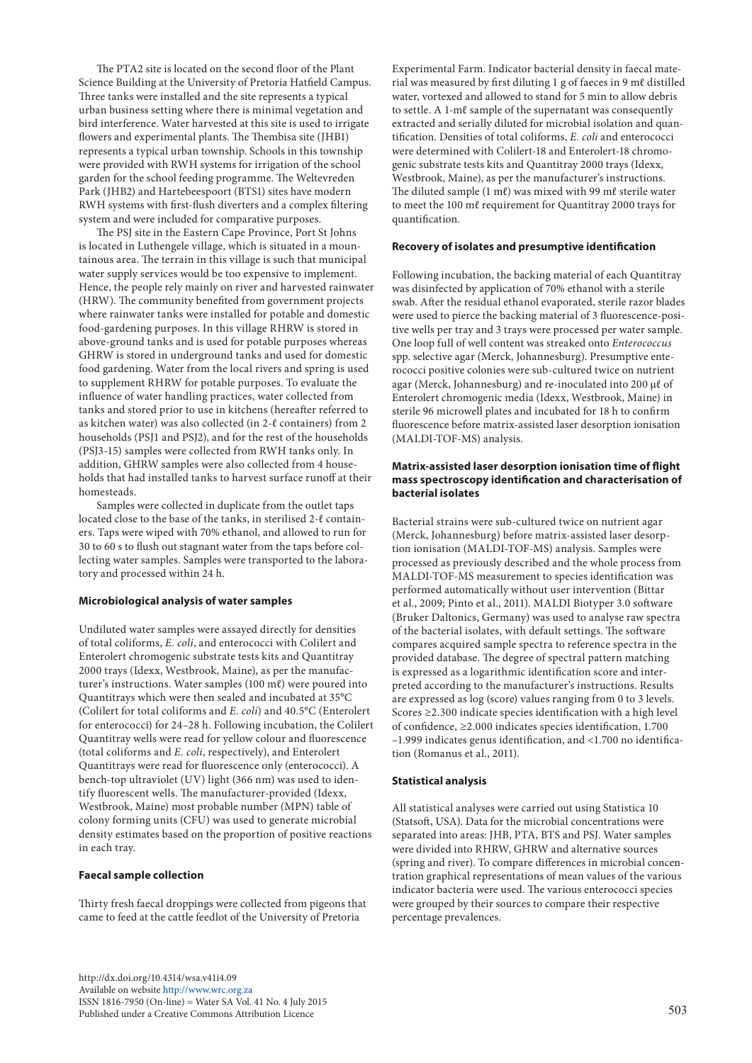The PTA2 site is located on the second floor of the Plant Science Building at the University of Pretoria Hatfield Campus. Three tanks were installed and the site represents a typical urban business setting where there is minimal vegetation and bird interference. Water harvested at this site is used to irrigate flowers and experimental plants. The Thembisa site (JHB1) represents a typical urban township. Schools in this township were provided with RWH systems for irrigation of the school garden for the school feeding programme. The Weltevreden Park (JHB2) and Hartebeespoort (BTS1) sites have modern RWH systems with first-flush diverters and a complex filtering system and were included for comparative purposes.

The PSJ site in the Eastern Cape Province, Port St Johns is located in Luthengele village, which is situated in a mountainous area. The terrain in this village is such that municipal water supply services would be too expensive to implement. Hence, the people rely mainly on river and harvested rainwater (HRW). The community benefited from government projects where rainwater tanks were installed for potable and domestic food-gardening purposes. In this village RHRW is stored in above-ground tanks and is used for potable purposes whereas GHRW is stored in underground tanks and used for domestic food gardening. Water from the local rivers and spring is used to supplement RHRW for potable purposes. To evaluate the influence of water handling practices, water collected from tanks and stored prior to use in kitchens (hereafter referred to as kitchen water) was also collected (in 2-ℓ containers) from 2 households (PSJ1 and PSJ2), and for the rest of the households (PSJ3-15) samples were collected from RWH tanks only. In addition, GHRW samples were also collected from 4 households that had installed tanks to harvest surface runoff at their homesteads.

Samples were collected in duplicate from the outlet taps located close to the base of the tanks, in sterilised 2-ℓ containers. Taps were wiped with 70% ethanol, and allowed to run for 30 to 60 s to flush out stagnant water from the taps before collecting water samples. Samples were transported to the laboratory and processed within 24 h.

#### Microbiological analysis of water samples

Undiluted water samples were assayed directly for densities of total coliforms, *E. coli*, and enterococci with Colilert and Enterolert chromogenic substrate tests kits and Quantitray 2000 trays (Idexx, Westbrook, Maine), as per the manufacturer's instructions. Water samples (100 mℓ) were poured into Quantitrays which were then sealed and incubated at 35°C (Colilert for total coliforms and *E. coli*) and 40.5°C (Enterolert for enterococci) for 24–28 h. Following incubation, the Colilert Quantitray wells were read for yellow colour and fluorescence (total coliforms and *E. coli*, respectively), and Enterolert Quantitrays were read for fluorescence only (enterococci). A bench-top ultraviolet (UV) light (366 nm) was used to identify fluorescent wells. The manufacturer-provided (Idexx, Westbrook, Maine) most probable number (MPN) table of colony forming units (CFU) was used to generate microbial density estimates based on the proportion of positive reactions in each tray.

#### Faecal sample collection

Thirty fresh faecal droppings were collected from pigeons that came to feed at the cattle feedlot of the University of Pretoria Experimental Farm. Indicator bacterial density in faecal material was measured by first diluting 1 g of faeces in 9 mℓ distilled water, vortexed and allowed to stand for 5 min to allow debris to settle. A 1-mℓ sample of the supernatant was consequently extracted and serially diluted for microbial isolation and quantification. Densities of total coliforms, *E. coli* and enterococci were determined with Colilert-18 and Enterolert-18 chromogenic substrate tests kits and Quantitray 2000 trays (Idexx, Westbrook, Maine), as per the manufacturer's instructions. The diluted sample (1 mℓ) was mixed with 99 mℓ sterile water to meet the 100 mℓ requirement for Quantitray 2000 trays for quantification.

#### Recovery of isolates and presumptive identification

Following incubation, the backing material of each Quantitray was disinfected by application of 70% ethanol with a sterile swab. After the residual ethanol evaporated, sterile razor blades were used to pierce the backing material of 3 fluorescence-positive wells per tray and 3 trays were processed per water sample. One loop full of well content was streaked onto *Enterococcus* spp. selective agar (Merck, Johannesburg). Presumptive enterococci positive colonies were sub-cultured twice on nutrient agar (Merck, Johannesburg) and re-inoculated into 200 μℓ of Enterolert chromogenic media (Idexx, Westbrook, Maine) in sterile 96 microwell plates and incubated for 18 h to confirm fluorescence before matrix-assisted laser desorption ionisation (MALDI-TOF-MS) analysis.

#### Matrix-assisted laser desorption ionisation time of flight mass spectroscopy identification and characterisation of bacterial isolates

Bacterial strains were sub-cultured twice on nutrient agar (Merck, Johannesburg) before matrix-assisted laser desorption ionisation (MALDI-TOF-MS) analysis. Samples were processed as previously described and the whole process from MALDI-TOF-MS measurement to species identification was performed automatically without user intervention (Bittar et al., 2009; Pinto et al., 2011). MALDI Biotyper 3.0 software (Bruker Daltonics, Germany) was used to analyse raw spectra of the bacterial isolates, with default settings. The software compares acquired sample spectra to reference spectra in the provided database. The degree of spectral pattern matching is expressed as a logarithmic identification score and interpreted according to the manufacturer's instructions. Results are expressed as log (score) values ranging from 0 to 3 levels. Scores ≥2.300 indicate species identification with a high level of confidence, ≥2.000 indicates species identification, 1.700 –1.999 indicates genus identification, and <1.700 no identification (Romanus et al., 2011).

#### Statistical analysis

All statistical analyses were carried out using Statistica 10 (Statsoft, USA). Data for the microbial concentrations were separated into areas: JHB, PTA, BTS and PSJ. Water samples were divided into RHRW, GHRW and alternative sources (spring and river). To compare differences in microbial concentration graphical representations of mean values of the various indicator bacteria were used. The various enterococci species were grouped by their sources to compare their respective percentage prevalences.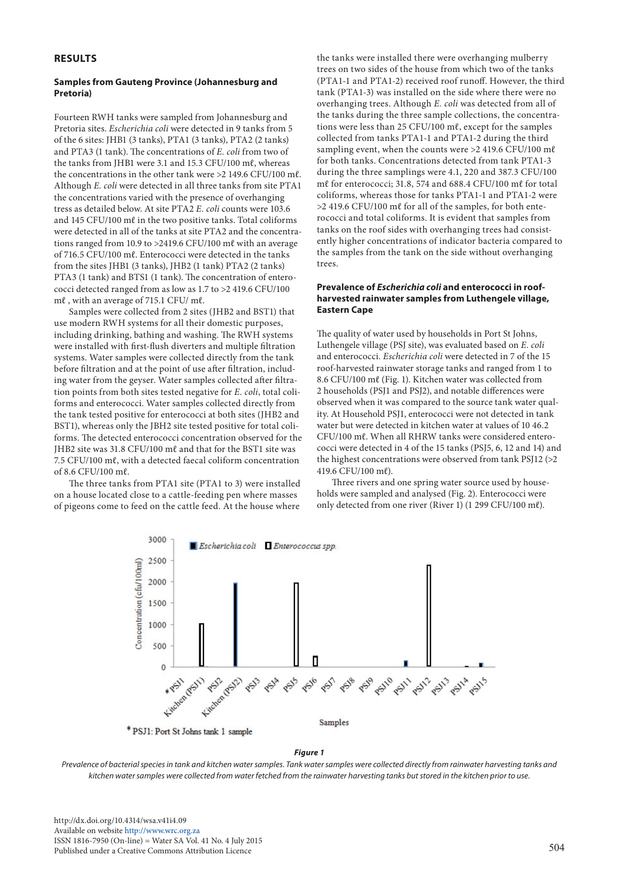## RESULTS

### Samples from Gauteng Province (Johannesburg and Pretoria)

Fourteen RWH tanks were sampled from Johannesburg and Pretoria sites. *Escherichia coli* were detected in 9 tanks from 5 of the 6 sites: JHB1 (3 tanks), PTA1 (3 tanks), PTA2 (2 tanks) and PTA3 (1 tank). The concentrations of *E. coli* from two of the tanks from JHB1 were 3.1 and 15.3 CFU/100 mℓ, whereas the concentrations in the other tank were >2 149.6 CFU/100 mℓ. Although *E. coli* were detected in all three tanks from site PTA1 the concentrations varied with the presence of overhanging tress as detailed below. At site PTA2 *E. coli* counts were 103.6 and 145 CFU/100 mℓ in the two positive tanks. Total coliforms were detected in all of the tanks at site PTA2 and the concentrations ranged from 10.9 to >2419.6 CFU/100 mℓ with an average of 716.5 CFU/100 mℓ. Enterococci were detected in the tanks from the sites JHB1 (3 tanks), JHB2 (1 tank) PTA2 (2 tanks) PTA3 (1 tank) and BTS1 (1 tank). The concentration of enterococci detected ranged from as low as 1.7 to >2 419.6 CFU/100 mℓ , with an average of 715.1 CFU/ mℓ.

Samples were collected from 2 sites (JHB2 and BST1) that use modern RWH systems for all their domestic purposes, including drinking, bathing and washing. The RWH systems were installed with first-flush diverters and multiple filtration systems. Water samples were collected directly from the tank before filtration and at the point of use after filtration, including water from the geyser. Water samples collected after filtration points from both sites tested negative for *E. coli*, total coliforms and enterococci. Water samples collected directly from the tank tested positive for enterococci at both sites (JHB2 and BST1), whereas only the JBH2 site tested positive for total coliforms. The detected enterococci concentration observed for the JHB2 site was 31.8 CFU/100 mℓ and that for the BST1 site was 7.5 CFU/100 mℓ, with a detected faecal coliform concentration of 8.6 CFU/100 mℓ.

The three tanks from PTA1 site (PTA1 to 3) were installed on a house located close to a cattle-feeding pen where masses of pigeons come to feed on the cattle feed. At the house where the tanks were installed there were overhanging mulberry trees on two sides of the house from which two of the tanks (PTA1-1 and PTA1-2) received roof runoff. However, the third tank (PTA1-3) was installed on the side where there were no overhanging trees. Although *E. coli* was detected from all of the tanks during the three sample collections, the concentrations were less than 25 CFU/100 mℓ, except for the samples collected from tanks PTA1-1 and PTA1-2 during the third sampling event, when the counts were >2 419.6 CFU/100 mℓ for both tanks. Concentrations detected from tank PTA1-3 during the three samplings were 4.1, 220 and 387.3 CFU/100 mℓ for enterococci; 31.8, 574 and 688.4 CFU/100 mℓ for total coliforms, whereas those for tanks PTA1-1 and PTA1-2 were >2 419.6 CFU/100 mℓ for all of the samples, for both enterococci and total coliforms. It is evident that samples from tanks on the roof sides with overhanging trees had consistently higher concentrations of indicator bacteria compared to the samples from the tank on the side without overhanging trees.

### Prevalence of *Escherichia coli* and enterococci in roof-harvested rainwater samples from Luthengele village, Eastern Cape

The quality of water used by households in Port St Johns, Luthengele village (PSJ site), was evaluated based on *E. coli* and enterococci. *Escherichia coli* were detected in 7 of the 15 roof-harvested rainwater storage tanks and ranged from 1 to 8.6 CFU/100 mℓ (Fig. 1). Kitchen water was collected from 2 households (PSJ1 and PSJ2), and notable differences were observed when it was compared to the source tank water quality. At Household PSJ1, enterococci were not detected in tank water but were detected in kitchen water at values of 10 46.2 CFU/100 mℓ. When all RHRW tanks were considered enterococci were detected in 4 of the 15 tanks (PSJ5, 6, 12 and 14) and the highest concentrations were observed from tank PSJ12 (>2 419.6 CFU/100 mℓ).

Three rivers and one spring water source used by households were sampled and analysed (Fig. 2). Enterococci were only detected from one river (River 1) (1 299 CFU/100 mℓ).

***Figure 1***

*Prevalence of bacterial species in tank and kitchen water samples. Tank water samples were collected directly from rainwater harvesting tanks and kitchen water samples were collected from water fetched from the rainwater harvesting tanks but stored in the kitchen prior to use.*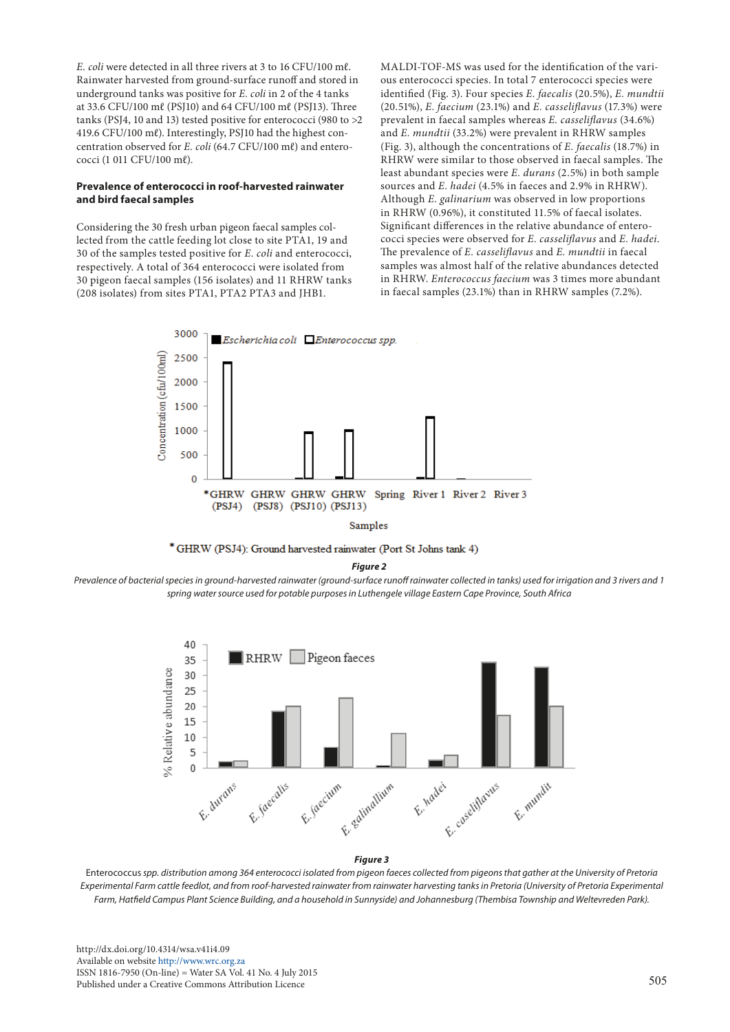*E. coli* were detected in all three rivers at 3 to 16 CFU/100 mℓ. Rainwater harvested from ground-surface runoff and stored in underground tanks was positive for *E. coli* in 2 of the 4 tanks at 33.6 CFU/100 mℓ (PSJ10) and 64 CFU/100 mℓ (PSJ13). Three tanks (PSJ4, 10 and 13) tested positive for enterococci (980 to >2 419.6 CFU/100 mℓ). Interestingly, PSJ10 had the highest concentration observed for *E. coli* (64.7 CFU/100 mℓ) and enterococci (1 011 CFU/100 mℓ).

### Prevalence of enterococci in roof-harvested rainwater and bird faecal samples

Considering the 30 fresh urban pigeon faecal samples collected from the cattle feeding lot close to site PTA1, 19 and 30 of the samples tested positive for *E. coli* and enterococci, respectively. A total of 364 enterococci were isolated from 30 pigeon faecal samples (156 isolates) and 11 RHRW tanks (208 isolates) from sites PTA1, PTA2 PTA3 and JHB1.

MALDI-TOF-MS was used for the identification of the various enterococci species. In total 7 enterococci species were identified (Fig. 3). Four species *E. faecalis* (20.5%), *E. mundtii* (20.51%), *E. faecium* (23.1%) and *E. casseliflavus* (17.3%) were prevalent in faecal samples whereas *E. casseliflavus* (34.6%) and *E. mundtii* (33.2%) were prevalent in RHRW samples (Fig. 3), although the concentrations of *E. faecalis* (18.7%) in RHRW were similar to those observed in faecal samples. The least abundant species were *E. durans* (2.5%) in both sample sources and *E. hadei* (4.5% in faeces and 2.9% in RHRW). Although *E. galinarium* was observed in low proportions in RHRW (0.96%), it constituted 11.5% of faecal isolates. Significant differences in the relative abundance of enterococci species were observed for *E. casseliflavus* and *E. hadei*. The prevalence of *E. casseliflavus* and *E. mundtii* in faecal samples was almost half of the relative abundances detected in RHRW. *Enterococcus faecium* was 3 times more abundant in faecal samples (23.1%) than in RHRW samples (7.2%).

**Figure 2**

*Prevalence of bacterial species in ground-harvested rainwater (ground-surface runoff rainwater collected in tanks) used for irrigation and 3 rivers and 1 spring water source used for potable purposes in Luthengele village Eastern Cape Province, South Africa*

\* GHRW (PSJ4): Ground harvested rainwater (Port St Johns tank 4)

**Figure 3**

Enterococcus *spp. distribution among 364 enterococci isolated from pigeon faeces collected from pigeons that gather at the University of Pretoria Experimental Farm cattle feedlot, and from roof-harvested rainwater from rainwater harvesting tanks in Pretoria (University of Pretoria Experimental Farm, Hatfield Campus Plant Science Building, and a household in Sunnyside) and Johannesburg (Thembisa Township and Weltevreden Park).*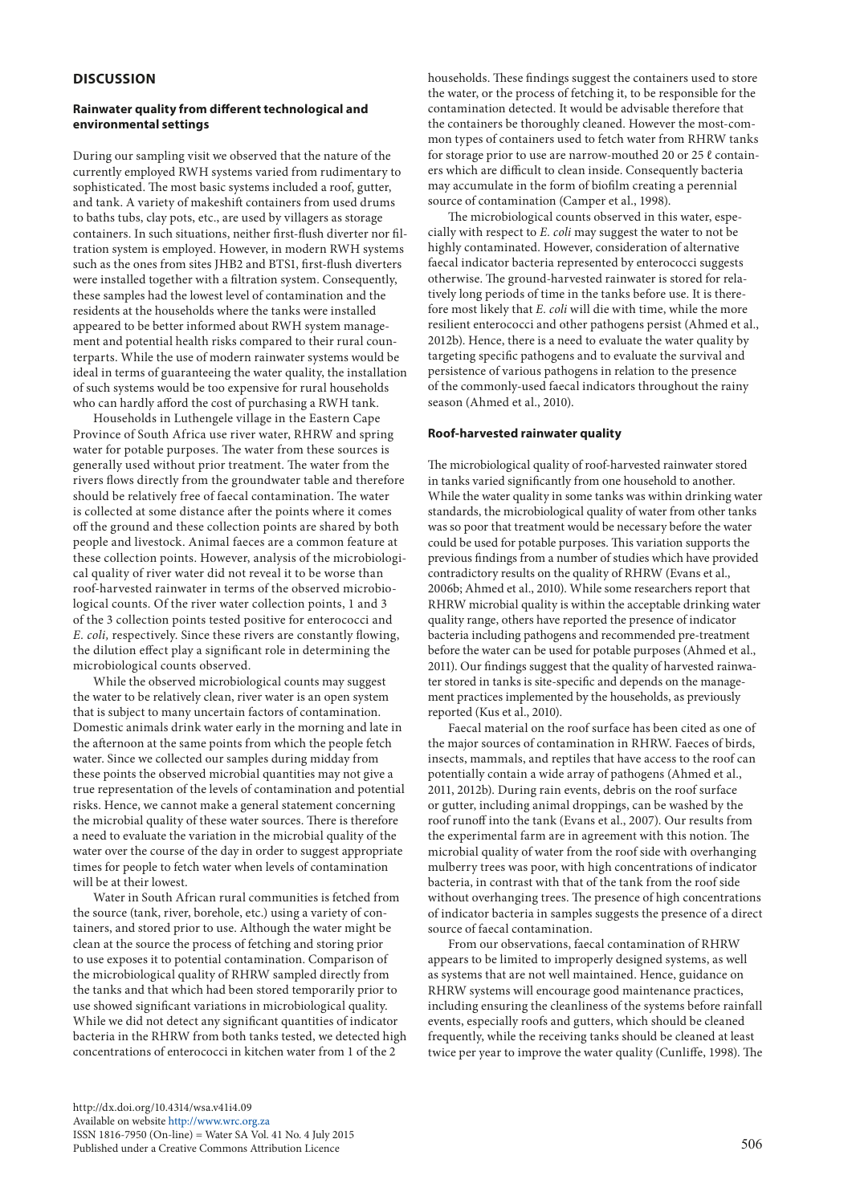## DISCUSSION

### Rainwater quality from different technological and environmental settings

During our sampling visit we observed that the nature of the currently employed RWH systems varied from rudimentary to sophisticated. The most basic systems included a roof, gutter, and tank. A variety of makeshift containers from used drums to baths tubs, clay pots, etc., are used by villagers as storage containers. In such situations, neither first-flush diverter nor filtration system is employed. However, in modern RWH systems such as the ones from sites JHB2 and BTS1, first-flush diverters were installed together with a filtration system. Consequently, these samples had the lowest level of contamination and the residents at the households where the tanks were installed appeared to be better informed about RWH system management and potential health risks compared to their rural counterparts. While the use of modern rainwater systems would be ideal in terms of guaranteeing the water quality, the installation of such systems would be too expensive for rural households who can hardly afford the cost of purchasing a RWH tank.

Households in Luthengele village in the Eastern Cape Province of South Africa use river water, RHRW and spring water for potable purposes. The water from these sources is generally used without prior treatment. The water from the rivers flows directly from the groundwater table and therefore should be relatively free of faecal contamination. The water is collected at some distance after the points where it comes off the ground and these collection points are shared by both people and livestock. Animal faeces are a common feature at these collection points. However, analysis of the microbiological quality of river water did not reveal it to be worse than roof-harvested rainwater in terms of the observed microbiological counts. Of the river water collection points, 1 and 3 of the 3 collection points tested positive for enterococci and *E. coli,* respectively. Since these rivers are constantly flowing, the dilution effect play a significant role in determining the microbiological counts observed.

While the observed microbiological counts may suggest the water to be relatively clean, river water is an open system that is subject to many uncertain factors of contamination. Domestic animals drink water early in the morning and late in the afternoon at the same points from which the people fetch water. Since we collected our samples during midday from these points the observed microbial quantities may not give a true representation of the levels of contamination and potential risks. Hence, we cannot make a general statement concerning the microbial quality of these water sources. There is therefore a need to evaluate the variation in the microbial quality of the water over the course of the day in order to suggest appropriate times for people to fetch water when levels of contamination will be at their lowest.

Water in South African rural communities is fetched from the source (tank, river, borehole, etc.) using a variety of containers, and stored prior to use. Although the water might be clean at the source the process of fetching and storing prior to use exposes it to potential contamination. Comparison of the microbiological quality of RHRW sampled directly from the tanks and that which had been stored temporarily prior to use showed significant variations in microbiological quality. While we did not detect any significant quantities of indicator bacteria in the RHRW from both tanks tested, we detected high concentrations of enterococci in kitchen water from 1 of the 2 households. These findings suggest the containers used to store the water, or the process of fetching it, to be responsible for the contamination detected. It would be advisable therefore that the containers be thoroughly cleaned. However the most-common types of containers used to fetch water from RHRW tanks for storage prior to use are narrow-mouthed 20 or 25 ℓ containers which are difficult to clean inside. Consequently bacteria may accumulate in the form of biofilm creating a perennial source of contamination (Camper et al., 1998).

The microbiological counts observed in this water, especially with respect to *E. coli* may suggest the water to not be highly contaminated. However, consideration of alternative faecal indicator bacteria represented by enterococci suggests otherwise. The ground-harvested rainwater is stored for relatively long periods of time in the tanks before use. It is therefore most likely that *E. coli* will die with time, while the more resilient enterococci and other pathogens persist (Ahmed et al., 2012b). Hence, there is a need to evaluate the water quality by targeting specific pathogens and to evaluate the survival and persistence of various pathogens in relation to the presence of the commonly-used faecal indicators throughout the rainy season (Ahmed et al., 2010).

### Roof-harvested rainwater quality

The microbiological quality of roof-harvested rainwater stored in tanks varied significantly from one household to another. While the water quality in some tanks was within drinking water standards, the microbiological quality of water from other tanks was so poor that treatment would be necessary before the water could be used for potable purposes. This variation supports the previous findings from a number of studies which have provided contradictory results on the quality of RHRW (Evans et al., 2006b; Ahmed et al., 2010). While some researchers report that RHRW microbial quality is within the acceptable drinking water quality range, others have reported the presence of indicator bacteria including pathogens and recommended pre-treatment before the water can be used for potable purposes (Ahmed et al., 2011). Our findings suggest that the quality of harvested rainwater stored in tanks is site-specific and depends on the management practices implemented by the households, as previously reported (Kus et al., 2010).

Faecal material on the roof surface has been cited as one of the major sources of contamination in RHRW. Faeces of birds, insects, mammals, and reptiles that have access to the roof can potentially contain a wide array of pathogens (Ahmed et al., 2011, 2012b). During rain events, debris on the roof surface or gutter, including animal droppings, can be washed by the roof runoff into the tank (Evans et al., 2007). Our results from the experimental farm are in agreement with this notion. The microbial quality of water from the roof side with overhanging mulberry trees was poor, with high concentrations of indicator bacteria, in contrast with that of the tank from the roof side without overhanging trees. The presence of high concentrations of indicator bacteria in samples suggests the presence of a direct source of faecal contamination.

From our observations, faecal contamination of RHRW appears to be limited to improperly designed systems, as well as systems that are not well maintained. Hence, guidance on RHRW systems will encourage good maintenance practices, including ensuring the cleanliness of the systems before rainfall events, especially roofs and gutters, which should be cleaned frequently, while the receiving tanks should be cleaned at least twice per year to improve the water quality (Cunliffe, 1998). The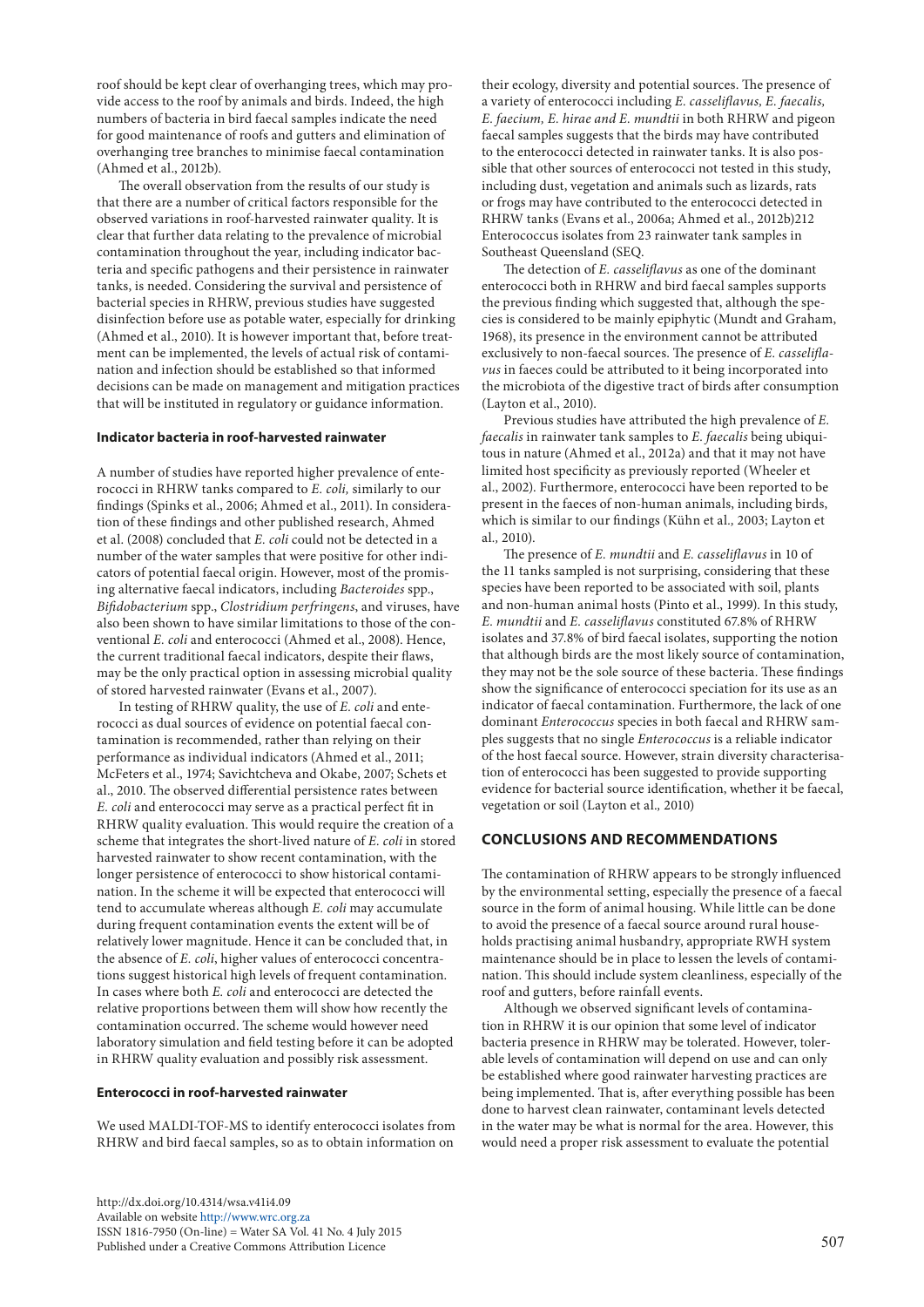roof should be kept clear of overhanging trees, which may provide access to the roof by animals and birds. Indeed, the high numbers of bacteria in bird faecal samples indicate the need for good maintenance of roofs and gutters and elimination of overhanging tree branches to minimise faecal contamination (Ahmed et al., 2012b).

The overall observation from the results of our study is that there are a number of critical factors responsible for the observed variations in roof-harvested rainwater quality. It is clear that further data relating to the prevalence of microbial contamination throughout the year, including indicator bacteria and specific pathogens and their persistence in rainwater tanks, is needed. Considering the survival and persistence of bacterial species in RHRW, previous studies have suggested disinfection before use as potable water, especially for drinking (Ahmed et al., 2010). It is however important that, before treatment can be implemented, the levels of actual risk of contamination and infection should be established so that informed decisions can be made on management and mitigation practices that will be instituted in regulatory or guidance information.

### Indicator bacteria in roof-harvested rainwater

A number of studies have reported higher prevalence of enterococci in RHRW tanks compared to *E. coli,* similarly to our findings (Spinks et al., 2006; Ahmed et al., 2011). In consideration of these findings and other published research, Ahmed et al. (2008) concluded that *E. coli* could not be detected in a number of the water samples that were positive for other indicators of potential faecal origin. However, most of the promising alternative faecal indicators, including *Bacteroides* spp., *Bifidobacterium* spp., *Clostridium perfringens*, and viruses, have also been shown to have similar limitations to those of the conventional *E. coli* and enterococci (Ahmed et al., 2008). Hence, the current traditional faecal indicators, despite their flaws, may be the only practical option in assessing microbial quality of stored harvested rainwater (Evans et al., 2007).

In testing of RHRW quality, the use of *E. coli* and enterococci as dual sources of evidence on potential faecal contamination is recommended, rather than relying on their performance as individual indicators (Ahmed et al., 2011; McFeters et al., 1974; Savichtcheva and Okabe, 2007; Schets et al., 2010. The observed differential persistence rates between *E. coli* and enterococci may serve as a practical perfect fit in RHRW quality evaluation. This would require the creation of a scheme that integrates the short-lived nature of *E. coli* in stored harvested rainwater to show recent contamination, with the longer persistence of enterococci to show historical contamination. In the scheme it will be expected that enterococci will tend to accumulate whereas although *E. coli* may accumulate during frequent contamination events the extent will be of relatively lower magnitude. Hence it can be concluded that, in the absence of *E. coli*, higher values of enterococci concentrations suggest historical high levels of frequent contamination. In cases where both *E. coli* and enterococci are detected the relative proportions between them will show how recently the contamination occurred. The scheme would however need laboratory simulation and field testing before it can be adopted in RHRW quality evaluation and possibly risk assessment.

### Enterococci in roof-harvested rainwater

We used MALDI-TOF-MS to identify enterococci isolates from RHRW and bird faecal samples, so as to obtain information on their ecology, diversity and potential sources. The presence of a variety of enterococci including *E. casseliflavus, E. faecalis, E. faecium, E. hirae and E. mundtii* in both RHRW and pigeon faecal samples suggests that the birds may have contributed to the enterococci detected in rainwater tanks. It is also possible that other sources of enterococci not tested in this study, including dust, vegetation and animals such as lizards, rats or frogs may have contributed to the enterococci detected in RHRW tanks (Evans et al., 2006a; Ahmed et al., 2012b)212 Enterococcus isolates from 23 rainwater tank samples in Southeast Queensland (SEQ.

The detection of *E. casseliflavus* as one of the dominant enterococci both in RHRW and bird faecal samples supports the previous finding which suggested that, although the species is considered to be mainly epiphytic (Mundt and Graham, 1968), its presence in the environment cannot be attributed exclusively to non-faecal sources. The presence of *E. casseliflavus* in faeces could be attributed to it being incorporated into the microbiota of the digestive tract of birds after consumption (Layton et al., 2010).

Previous studies have attributed the high prevalence of *E. faecalis* in rainwater tank samples to *E. faecalis* being ubiquitous in nature (Ahmed et al., 2012a) and that it may not have limited host specificity as previously reported (Wheeler et al., 2002). Furthermore, enterococci have been reported to be present in the faeces of non-human animals, including birds, which is similar to our findings (Kühn et al., 2003; Layton et al., 2010).

The presence of *E. mundtii* and *E. casseliflavus* in 10 of the 11 tanks sampled is not surprising, considering that these species have been reported to be associated with soil, plants and non-human animal hosts (Pinto et al., 1999). In this study, *E. mundtii* and *E. casseliflavus* constituted 67.8% of RHRW isolates and 37.8% of bird faecal isolates, supporting the notion that although birds are the most likely source of contamination, they may not be the sole source of these bacteria. These findings show the significance of enterococci speciation for its use as an indicator of faecal contamination. Furthermore, the lack of one dominant *Enterococcus* species in both faecal and RHRW samples suggests that no single *Enterococcus* is a reliable indicator of the host faecal source. However, strain diversity characterisation of enterococci has been suggested to provide supporting evidence for bacterial source identification, whether it be faecal, vegetation or soil (Layton et al., 2010)

## CONCLUSIONS AND RECOMMENDATIONS

The contamination of RHRW appears to be strongly influenced by the environmental setting, especially the presence of a faecal source in the form of animal housing. While little can be done to avoid the presence of a faecal source around rural households practising animal husbandry, appropriate RWH system maintenance should be in place to lessen the levels of contamination. This should include system cleanliness, especially of the roof and gutters, before rainfall events.

Although we observed significant levels of contamination in RHRW it is our opinion that some level of indicator bacteria presence in RHRW may be tolerated. However, tolerable levels of contamination will depend on use and can only be established where good rainwater harvesting practices are being implemented. That is, after everything possible has been done to harvest clean rainwater, contaminant levels detected in the water may be what is normal for the area. However, this would need a proper risk assessment to evaluate the potential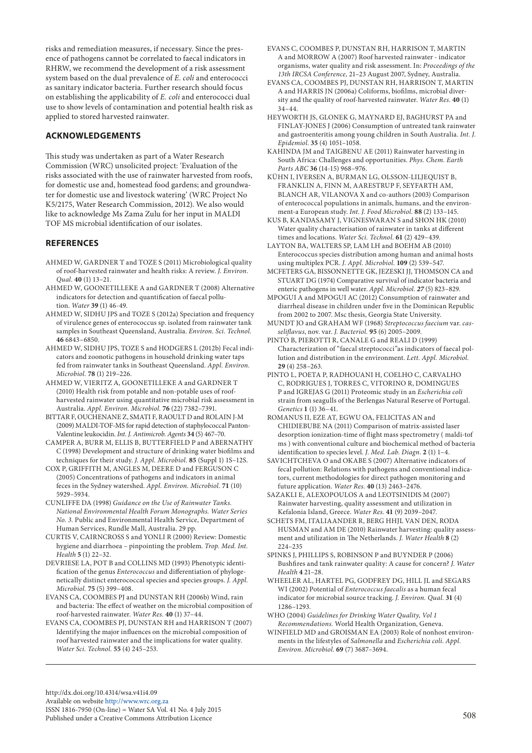risks and remediation measures, if necessary. Since the presence of pathogens cannot be correlated to faecal indicators in RHRW, we recommend the development of a risk assessment system based on the dual prevalence of *E. coli* and enterococci as sanitary indicator bacteria. Further research should focus on establishing the applicability of *E. coli* and enterococci dual use to show levels of contamination and potential health risk as applied to stored harvested rainwater.

## ACKNOWLEDGEMENTS

This study was undertaken as part of a Water Research Commission (WRC) unsolicited project: 'Evaluation of the risks associated with the use of rainwater harvested from roofs, for domestic use and, homestead food gardens; and groundwater for domestic use and livestock watering' (WRC Project No K5/2175, Water Research Commission, 2012). We also would like to acknowledge Ms Zama Zulu for her input in MALDI TOF MS microbial identification of our isolates.

## REFERENCES

AHMED W, GARDNER T and TOZE S (2011) Microbiological quality of roof-harvested rainwater and health risks: A review. *J. Environ. Qual*. **40** (1) 13–21.

AHMED W, GOONETILLEKE A and GARDNER T (2008) Alternative indicators for detection and quantification of faecal pollution. *Water* **39** (1) 46-49.

AHMED W, SIDHU JPS and TOZE S (2012a) Speciation and frequency of virulence genes of enterococcus sp. isolated from rainwater tank samples in Southeast Queensland, Australia. *Environ. Sci. Technol.* **46** 6843–6850.

AHMED W, SIDHU JPS, TOZE S and HODGERS L (2012b) Fecal indicators and zoonotic pathogens in household drinking water taps fed from rainwater tanks in Southeast Queensland. *Appl. Environ. Microbiol.* **78** (1) 219–226.

AHMED W, VIERITZ A, GOONETILLEKE A and GARDNER T (2010) Health risk from potable and non-potable uses of roof-harvested rainwater using quantitative microbial risk assessment in Australia. *Appl. Environ. Microbiol.* **76** (22) 7382–7391.

BITTAR F, OUCHENANE Z, SMATI F, RAOULT D and ROLAIN J-M (2009) MALDI-TOF-MS for rapid detection of staphylococcal Panton-Valentine leukocidin. *Int. J. Antimicrob. Agents* **34** (5) 467–70.

CAMPER A, BURR M, ELLIS B, BUTTERFIELD P and ABERNATHY C (1998) Development and structure of drinking water biofilms and techniques for their study. *J. Appl. Microbiol.* **85** (Suppl 1) 1S–12S.

COX P, GRIFFITH M, ANGLES M, DEERE D and FERGUSON C (2005) Concentrations of pathogens and indicators in animal feces in the Sydney watershed. *Appl. Environ. Microbiol.* **71** (10) 5929–5934.

CUNLIFFE DA (1998) *Guidance on the Use of Rainwater Tanks. National Environmental Health Forum Monographs. Water Series No. 3.* Public and Environmental Health Service, Department of Human Services, Rundle Mall, Australia. 29 pp.

CURTIS V, CAIRNCROSS S and YONLI R (2000) Review: Domestic hygiene and diarrhoea – pinpointing the problem. *Trop. Med. Int. Health* **5** (1) 22–32.

DEVRIESE LA, POT B and COLLINS MD (1993) Phenotypic identification of the genus *Enterococcus* and differentiation of phylogenetically distinct enterococcal species and species groups. *J. Appl. Microbiol.* **75** (5) 399–408.

EVANS CA, COOMBES PJ and DUNSTAN RH (2006b) Wind, rain and bacteria: The effect of weather on the microbial composition of roof-harvested rainwater. *Water Res.* **40** (1) 37–44.

EVANS CA, COOMBES PJ, DUNSTAN RH and HARRISON T (2007) Identifying the major influences on the microbial composition of roof harvested rainwater and the implications for water quality. *Water Sci. Technol.* **55** (4) 245–253.

EVANS C, COOMBES P, DUNSTAN RH, HARRISON T, MARTIN A and MORROW A (2007) Roof harvested rainwater - indicator organisms, water quality and risk assessment. In: *Proceedings of the 13th IRCSA Conference,* 21–23 August 2007, Sydney, Australia.

EVANS CA, COOMBES PJ, DUNSTAN RH, HARRISON T, MARTIN A and HARRIS JN (2006a) Coliforms, biofilms, microbial diversity and the quality of roof-harvested rainwater. *Water Res.* **40** (1) 34–44.

HEYWORTH JS, GLONEK G, MAYNARD EJ, BAGHURST PA and FINLAY-JONES J (2006) Consumption of untreated tank rainwater and gastroenteritis among young children in South Australia. *Int. J. Epidemiol.* **35** (4) 1051–1058.

KAHINDA JM and TAIGBENU AE (2011) Rainwater harvesting in South Africa: Challenges and opportunities. *Phys. Chem. Earth Parts ABC* **36** (14-15) 968–976.

KÜHN I, IVERSEN A, BURMAN LG, OLSSON-LILJEQUIST B, FRANKLIN A, FINN M, AARESTRUP F, SEYFARTH AM, BLANCH AR, VILANOVA X and co-authors (2003) Comparison of enterococcal populations in animals, humans, and the environment-a European study. *Int. J. Food Microbiol.* **88** (2) 133–145.

KUS B, KANDASAMY J, VIGNESWARAN S and SHON HK (2010) Water quality characterisation of rainwater in tanks at different times and locations. *Water Sci. Technol.* **61** (2) 429–439.

LAYTON BA, WALTERS SP, LAM LH and BOEHM AB (2010) Enterococcus species distribution among human and animal hosts using multiplex PCR. *J. Appl. Microbiol.* **109** (2) 539–547.

MCFETERS GA, BISSONNETTE GK, JEZESKI JJ, THOMSON CA and STUART DG (1974) Comparative survival of indicator bacteria and enteric pathogens in well water. *Appl. Microbiol.* **27** (5) 823–829.

MPOGUI A and MPOGUI AC (2012) Consumption of rainwater and diarrheal disease in children under five in the Dominican Republic from 2002 to 2007. Msc thesis, Georgia State University.

MUNDT JO and GRAHAM WF (1968) *Streptococcus faecium* var. *casseliflavus*, nov. var. *J. Bacteriol.* **95** (6) 2005–2009.

PINTO B, PIEROTTI R, CANALE G and REALI D (1999) Characterization of "faecal streptococci"as indicators of faecal pollution and distribution in the environment. *Lett. Appl. Microbiol.* **29** (4) 258–263.

PINTO L, POETA P, RADHOUANI H, COELHO C, CARVALHO C, RODRIGUES J, TORRES C, VITORINO R, DOMINGUES P and IGREJAS G (2011) Proteomic study in an *Escherichia coli* strain from seagulls of the Berlengas Natural Reserve of Portugal. *Genetics* **1** (1) 36–41.

ROMANUS II, EZE AT, EGWU OA, FELICITAS AN and CHIDIEBUBE NA (2011) Comparison of matrix-assisted laser desorption ionization-time of flight mass spectrometry ( maldi-tof ms ) with conventional culture and biochemical method of bacteria identification to species level. *J. Med. Lab. Diagn.* **2** (1) 1–4.

SAVICHTCHEVA O and OKABE S (2007) Alternative indicators of fecal pollution: Relations with pathogens and conventional indicators, current methodologies for direct pathogen monitoring and future application. *Water Res.* **40** (13) 2463–2476.

SAZAKLI E, ALEXOPOULOS A and LEOTSINIDIS M (2007) Rainwater harvesting, quality assessment and utilization in Kefalonia Island, Greece. *Water Res.* **41** (9) 2039–2047.

SCHETS FM, ITALIAANDER R, BERG HHJL VAN DEN, RODA HUSMAN and AM DE (2010) Rainwater harvesting: quality assessment and utilization in The Netherlands. *J. Water Health* **8** (2) 224–235

SPINKS J, PHILLIPS S, ROBINSON P and BUYNDER P (2006) Bushfires and tank rainwater quality: A cause for concern? *J. Water Health* **4** 21–28.

WHEELER AL, HARTEL PG, GODFREY DG, HILL JL and SEGARS WI (2002) Potential of *Enterococcus faecalis* as a human fecal indicator for microbial source tracking. *J. Environ. Qual.* **31** (4) 1286–1293.

WHO (2004) *Guidelines for Drinking Water Quality, Vol 1 Recommendations.* World Health Organization, Geneva.

WINFIELD MD and GROISMAN EA (2003) Role of nonhost environments in the lifestyles of *Salmonella* and *Escherichia coli*. *Appl. Environ. Microbiol.* **69** (7) 3687–3694.